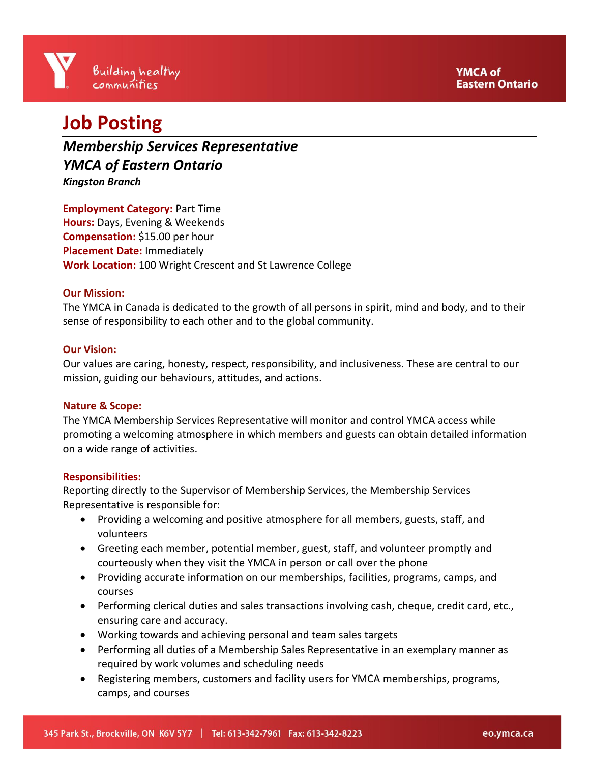# Job Posting

## *Membership Services Representative*
## *YMCA of Eastern Ontario*

***Kingston Branch***

**Employment Category:** Part Time
**Hours:** Days, Evening & Weekends
**Compensation:** $15.00 per hour
**Placement Date:** Immediately
**Work Location:** 100 Wright Crescent and St Lawrence College

**Our Mission:**
The YMCA in Canada is dedicated to the growth of all persons in spirit, mind and body, and to their sense of responsibility to each other and to the global community.

**Our Vision:**
Our values are caring, honesty, respect, responsibility, and inclusiveness. These are central to our mission, guiding our behaviours, attitudes, and actions.

**Nature & Scope:**
The YMCA Membership Services Representative will monitor and control YMCA access while promoting a welcoming atmosphere in which members and guests can obtain detailed information on a wide range of activities.

**Responsibilities:**
Reporting directly to the Supervisor of Membership Services, the Membership Services Representative is responsible for:

- Providing a welcoming and positive atmosphere for all members, guests, staff, and volunteers
- Greeting each member, potential member, guest, staff, and volunteer promptly and courteously when they visit the YMCA in person or call over the phone
- Providing accurate information on our memberships, facilities, programs, camps, and courses
- Performing clerical duties and sales transactions involving cash, cheque, credit card, etc., ensuring care and accuracy.
- Working towards and achieving personal and team sales targets
- Performing all duties of a Membership Sales Representative in an exemplary manner as required by work volumes and scheduling needs
- Registering members, customers and facility users for YMCA memberships, programs, camps, and courses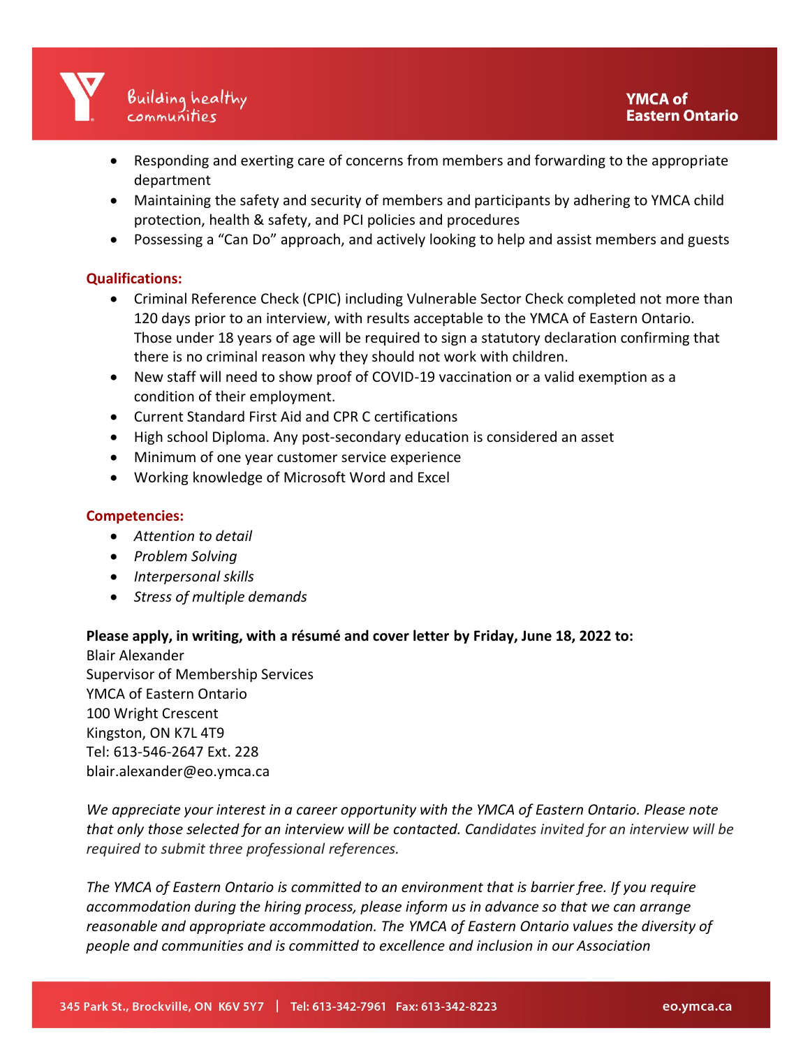- Responding and exerting care of concerns from members and forwarding to the appropriate department
- Maintaining the safety and security of members and participants by adhering to YMCA child protection, health & safety, and PCI policies and procedures
- Possessing a "Can Do" approach, and actively looking to help and assist members and guests

**Qualifications:**

- Criminal Reference Check (CPIC) including Vulnerable Sector Check completed not more than 120 days prior to an interview, with results acceptable to the YMCA of Eastern Ontario. Those under 18 years of age will be required to sign a statutory declaration confirming that there is no criminal reason why they should not work with children.
- New staff will need to show proof of COVID-19 vaccination or a valid exemption as a condition of their employment.
- Current Standard First Aid and CPR C certifications
- High school Diploma. Any post-secondary education is considered an asset
- Minimum of one year customer service experience
- Working knowledge of Microsoft Word and Excel

**Competencies:**

- *Attention to detail*
- *Problem Solving*
- *Interpersonal skills*
- *Stress of multiple demands*

**Please apply, in writing, with a résumé and cover letter by Friday, June 18, 2022 to:**

Blair Alexander
Supervisor of Membership Services
YMCA of Eastern Ontario
100 Wright Crescent
Kingston, ON K7L 4T9
Tel: 613-546-2647 Ext. 228
blair.alexander@eo.ymca.ca

*We appreciate your interest in a career opportunity with the YMCA of Eastern Ontario. Please note that only those selected for an interview will be contacted. Candidates invited for an interview will be required to submit three professional references.*

*The YMCA of Eastern Ontario is committed to an environment that is barrier free. If you require accommodation during the hiring process, please inform us in advance so that we can arrange reasonable and appropriate accommodation. The YMCA of Eastern Ontario values the diversity of people and communities and is committed to excellence and inclusion in our Association*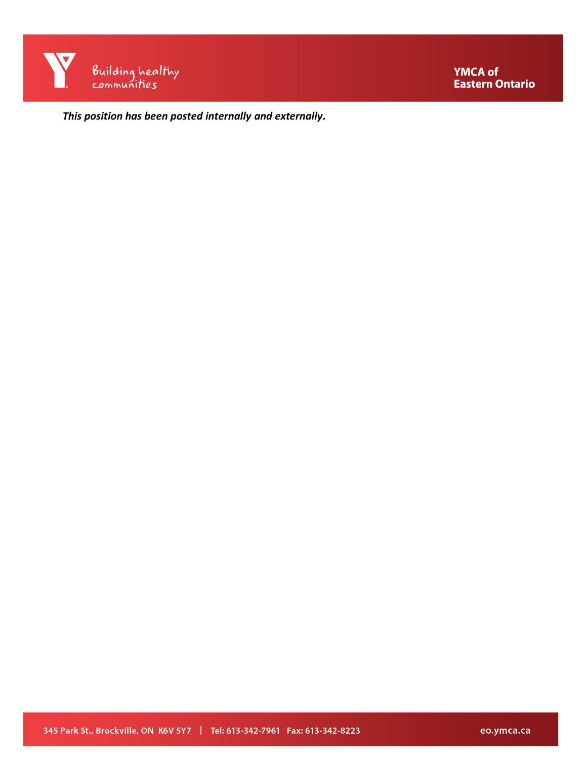***This position has been posted internally and externally.***